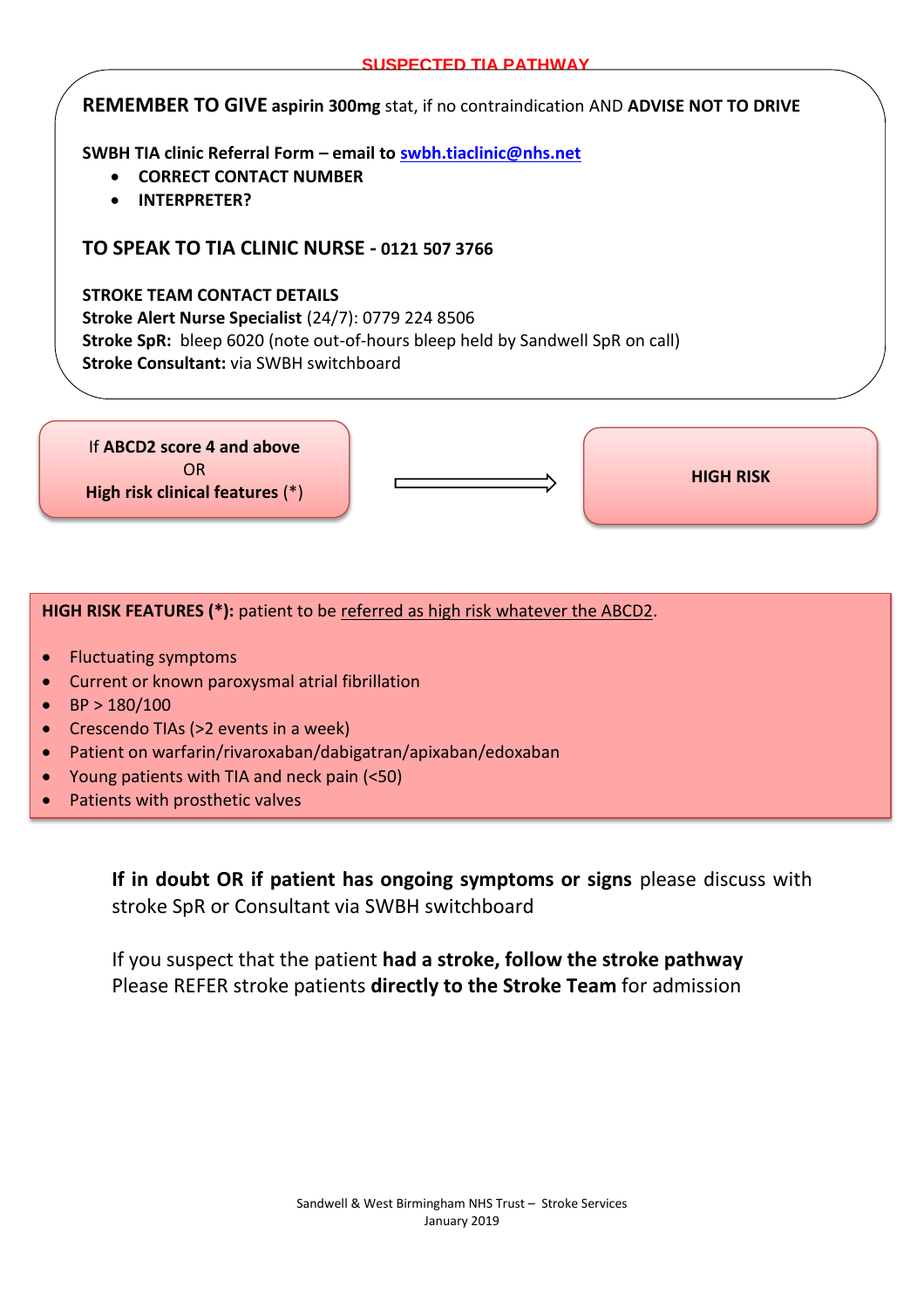# SUSPECTED TIA PATHWAY

**REMEMBER TO GIVE aspirin 300mg** stat, if no contraindication AND **ADVISE NOT TO DRIVE**

**SWBH TIA clinic Referral Form – email to [swbh.tiaclinic@nhs.net](mailto:swbh.tiaclinic@nhs.net)**

- **CORRECT CONTACT NUMBER**
- **INTERPRETER?**

**TO SPEAK TO TIA CLINIC NURSE - 0121 507 3766**

**STROKE TEAM CONTACT DETAILS**
**Stroke Alert Nurse Specialist** (24/7): 0779 224 8506
**Stroke SpR:** bleep 6020 (note out-of-hours bleep held by Sandwell SpR on call)
**Stroke Consultant:** via SWBH switchboard

If **ABCD2 score 4 and above**
OR
**High risk clinical features** (*)

→ **HIGH RISK**

**HIGH RISK FEATURES (*):** patient to be referred as high risk whatever the ABCD2.

- Fluctuating symptoms
- Current or known paroxysmal atrial fibrillation
- BP > 180/100
- Crescendo TIAs (>2 events in a week)
- Patient on warfarin/rivaroxaban/dabigatran/apixaban/edoxaban
- Young patients with TIA and neck pain (<50)
- Patients with prosthetic valves

**If in doubt OR if patient has ongoing symptoms or signs** please discuss with stroke SpR or Consultant via SWBH switchboard

If you suspect that the patient **had a stroke, follow the stroke pathway**
Please REFER stroke patients **directly to the Stroke Team** for admission

Sandwell & West Birmingham NHS Trust – Stroke Services
January 2019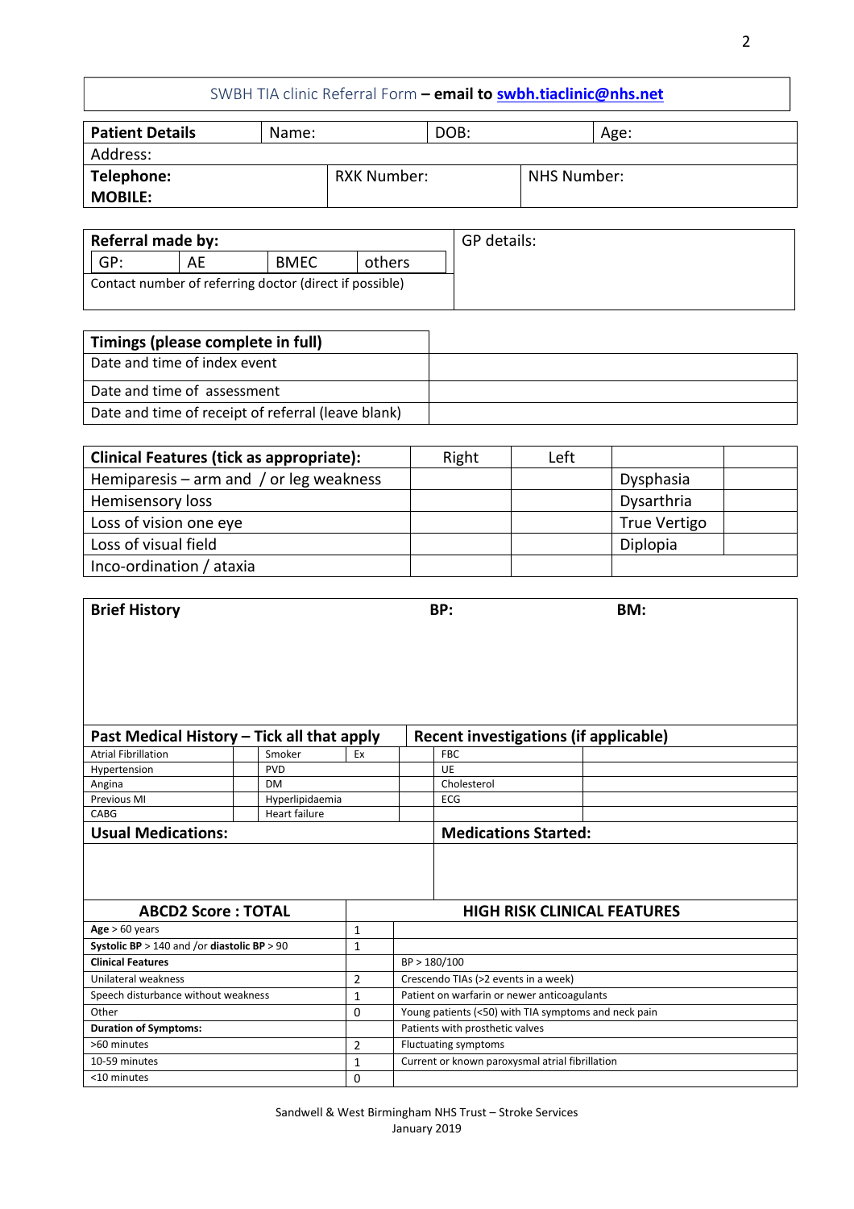SWBH TIA clinic Referral Form **– email to swbh.tiaclinic@nhs.net**

| **Patient Details** | Name: | DOB: | Age: |
|---|---|---|---|
| Address: | | | |
| **Telephone:** **MOBILE:** | RXK Number: | NHS Number: | |

| **Referral made by:** | | | | GP details: |
|---|---|---|---|---|
| GP: | AE | BMEC | others | |
| Contact number of referring doctor (direct if possible) | | | | |

| **Timings (please complete in full)** | |
|---|---|
| Date and time of index event | |
| Date and time of assessment | |
| Date and time of receipt of referral (leave blank) | |

| **Clinical Features (tick as appropriate):** | Right | Left | | |
|---|---|---|---|---|
| Hemiparesis – arm and / or leg weakness | | | Dysphasia | |
| Hemisensory loss | | | Dysarthria | |
| Loss of vision one eye | | | True Vertigo | |
| Loss of visual field | | | Diplopia | |
| Inco-ordination / ataxia | | | | |

| **Brief History** | **BP:** | **BM:** |
|---|---|---|
| | | |

| **Past Medical History – Tick all that apply** | | | | | **Recent investigations (if applicable)** | |
|---|---|---|---|---|---|---|
| Atrial Fibrillation | | Smoker | Ex | | FBC | |
| Hypertension | | PVD | | | UE | |
| Angina | | DM | | | Cholesterol | |
| Previous MI | | Hyperlipidaemia | | | ECG | |
| CABG | | Heart failure | | | | |

| **Usual Medications:** | **Medications Started:** |
|---|---|
| | |

| **ABCD2 Score : TOTAL** | | **HIGH RISK CLINICAL FEATURES** |
|---|---|---|
| **Age** > 60 years | 1 | |
| **Systolic BP** > 140 and /or **diastolic BP** > 90 | 1 | |
| **Clinical Features** | | BP > 180/100 |
| Unilateral weakness | 2 | Crescendo TIAs (>2 events in a week) |
| Speech disturbance without weakness | 1 | Patient on warfarin or newer anticoagulants |
| Other | 0 | Young patients (<50) with TIA symptoms and neck pain |
| **Duration of Symptoms:** | | Patients with prosthetic valves |
| >60 minutes | 2 | Fluctuating symptoms |
| 10-59 minutes | 1 | Current or known paroxysmal atrial fibrillation |
| <10 minutes | 0 | |

Sandwell & West Birmingham NHS Trust – Stroke Services
January 2019